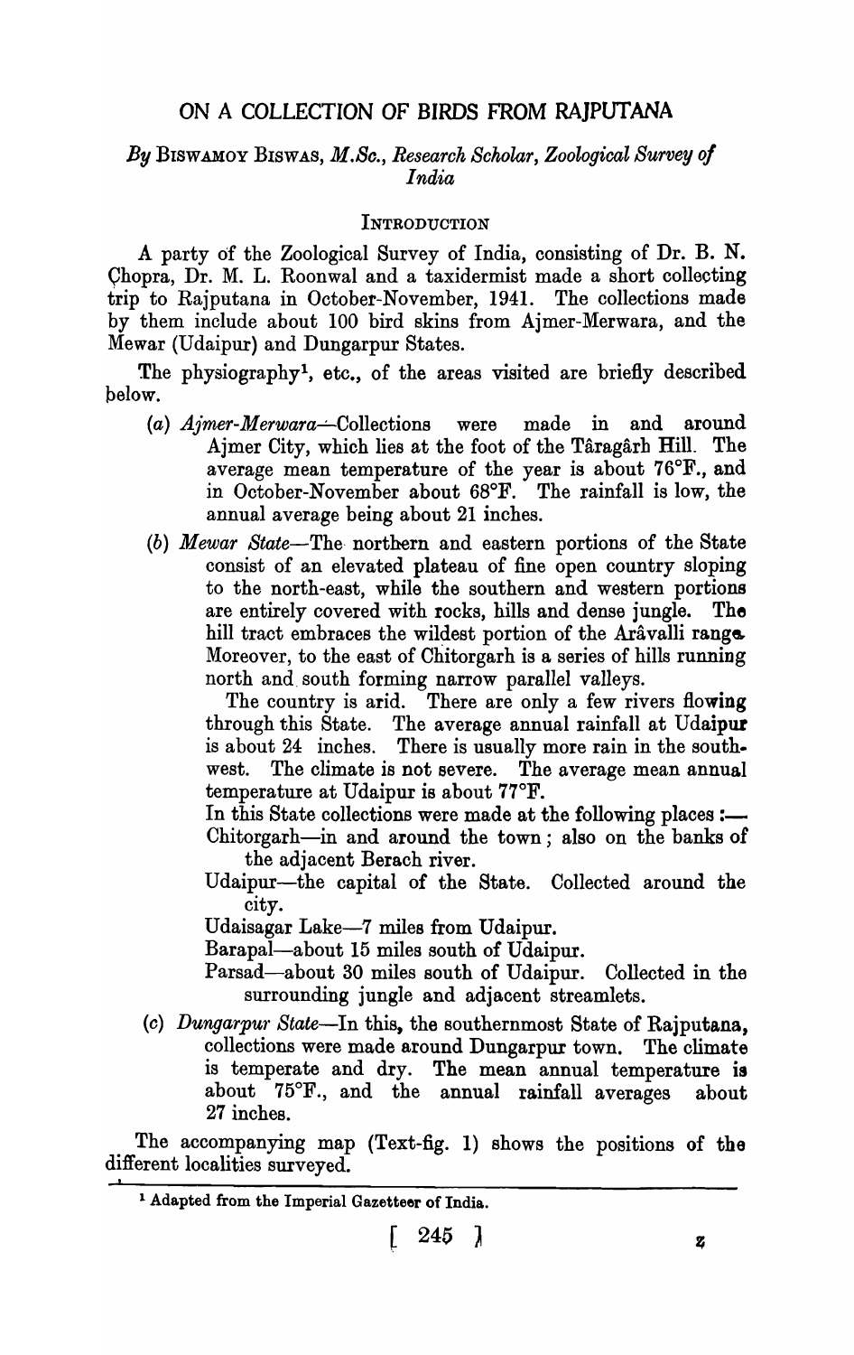# ON A COLLECTION OF BIRDS FROM RAJPUTANA

*By* BISWAMOY BISWAS, *M.Sc., Research Scholar, Zoological Survey of India*

## INTRODUCTION

A party of the Zoological Survey of India, consisting of Dr. B. N. Chopra, Dr. M. L. Roonwal and a taxidermist made a short collecting trip to Rajputana in October-November, 1941. The collections made by them include about 100 bird skins from Ajmer-Merwara, and the Mewar (Udaipur) and Dungarpur States.

The physiography[1], etc., of the areas visited are briefly described below.

(a) *Ajmer-Merwara*—Collections were made in and around Ajmer City, which lies at the foot of the Târagârh Hill. The average mean temperature of the year is about 76°F., and in October-November about 68°F. The rainfall is low, the annual average being about 21 inches.

(b) *Mewar State*—The northern and eastern portions of the State consist of an elevated plateau of fine open country sloping to the north-east, while the southern and western portions are entirely covered with rocks, hills and dense jungle. The hill tract embraces the wildest portion of the Arâvalli range. Moreover, to the east of Chitorgarh is a series of hills running north and south forming narrow parallel valleys.

The country is arid. There are only a few rivers flowing through this State. The average annual rainfall at Udaipur is about 24 inches. There is usually more rain in the south-west. The climate is not severe. The average mean annual temperature at Udaipur is about 77°F.

In this State collections were made at the following places :—

Chitorgarh—in and around the town; also on the banks of the adjacent Berach river.

Udaipur—the capital of the State. Collected around the city.

Udaisagar Lake—7 miles from Udaipur.

Barapal—about 15 miles south of Udaipur.

Parsad—about 30 miles south of Udaipur. Collected in the surrounding jungle and adjacent streamlets.

(c) *Dungarpur State*—In this, the southernmost State of Rajputana, collections were made around Dungarpur town. The climate is temperate and dry. The mean annual temperature is about 75°F., and the annual rainfall averages about 27 inches.

The accompanying map (Text-fig. 1) shows the positions of the different localities surveyed.

---

[1] Adapted from the Imperial Gazetteer of India.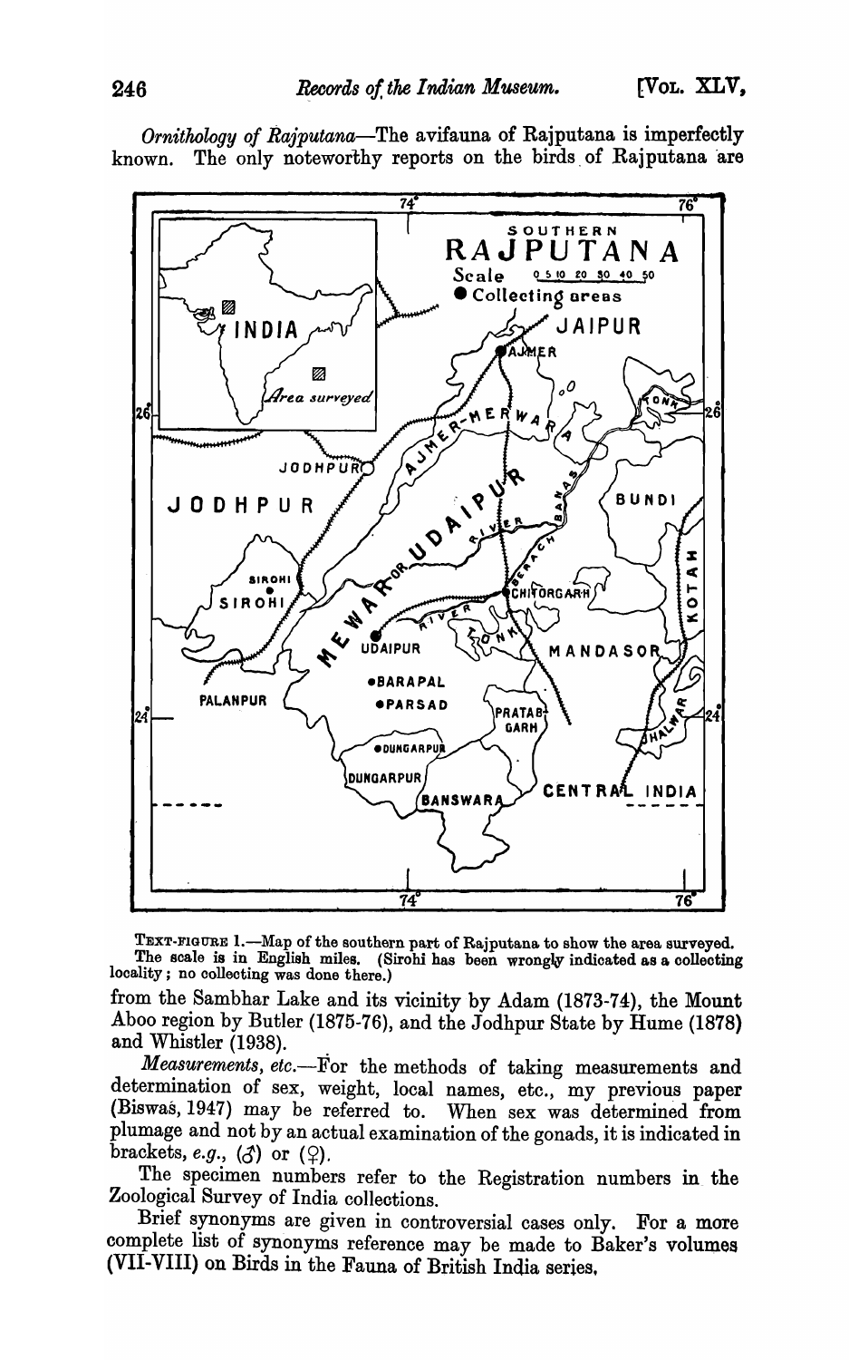*Ornithology of Rajputana*—The avifauna of Rajputana is imperfectly known. The only noteworthy reports on the birds of Rajputana are

SOUTHERN
RAJPUTANA
Scale 0 5 10 20 30 40 50
● Collecting areas
74°
76°
26°
24°
INDIA
Area surveyed
JAIPUR
AJMER
AJMER-MERWARA
TONK
JODHPUR
JODHPUR
BUNDI
UDAIPUR
MEWAR OR UDAIPUR
BANAS
BERACH
RIVER
KOTAH
SIROHI
SIROHI
CHITORGARH
UDAIPUR
MANDASOR
BARAPAL
PARSAD
PALANPUR
PRATABGARH
DUNGARPUR
DUNGARPUR
BANSWARA
JHALAWAR
CENTRAL INDIA

TEXT-FIGURE 1.—Map of the southern part of Rajputana to show the area surveyed. The scale is in English miles. (Sirohi has been wrongly indicated as a collecting locality; no collecting was done there.)

from the Sambhar Lake and its vicinity by Adam (1873-74), the Mount Aboo region by Butler (1875-76), and the Jodhpur State by Hume (1878) and Whistler (1938).

*Measurements, etc.*—For the methods of taking measurements and determination of sex, weight, local names, etc., my previous paper (Biswas, 1947) may be referred to. When sex was determined from plumage and not by an actual examination of the gonads, it is indicated in brackets, *e.g.*, (♂) or (♀).

The specimen numbers refer to the Registration numbers in the Zoological Survey of India collections.

Brief synonyms are given in controversial cases only. For a more complete list of synonyms reference may be made to Baker's volumes (VII-VIII) on Birds in the Fauna of British India series.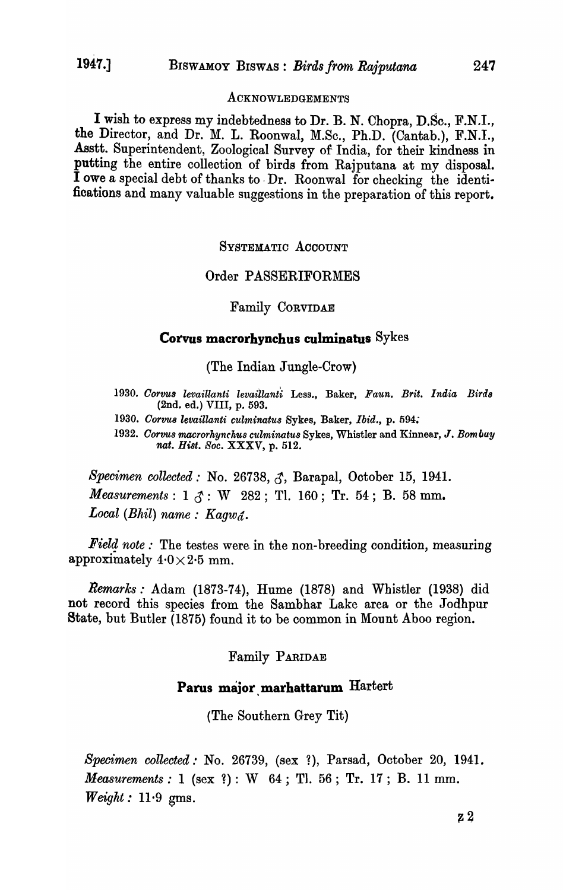## ACKNOWLEDGEMENTS

I wish to express my indebtedness to Dr. B. N. Chopra, D.Sc., F.N.I., the Director, and Dr. M. L. Roonwal, M.Sc., Ph.D. (Cantab.), F.N.I., Asstt. Superintendent, Zoological Survey of India, for their kindness in putting the entire collection of birds from Rajputana at my disposal. I owe a special debt of thanks to Dr. Roonwal for checking the identifications and many valuable suggestions in the preparation of this report.

## SYSTEMATIC ACCOUNT

### Order PASSERIFORMES

#### Family CORVIDAE

**Corvus macrorhynchus culminatus** Sykes

(The Indian Jungle-Crow)

1930. *Corvus levaillanti levaillanti* Less., Baker, *Faun. Brit. India Birds* (2nd. ed.) VIII, p. 593.

1930. *Corvus levaillanti culminatus* Sykes, Baker, *Ibid.*, p. 594.

1932. *Corvus macrorhynchus culminatus* Sykes, Whistler and Kinnear, *J. Bombay nat. Hist. Soc.* XXXV, p. 512.

*Specimen collected:* No. 26738, ♂, Barapal, October 15, 1941.

*Measurements:* 1 ♂: W 282; Tl. 160; Tr. 54; B. 58 mm.

*Local (Bhil) name: Kagwá.*

*Field note:* The testes were in the non-breeding condition, measuring approximately $4{\cdot}0 \times 2{\cdot}5$ mm.

*Remarks:* Adam (1873-74), Hume (1878) and Whistler (1938) did not record this species from the Sambhar Lake area or the Jodhpur State, but Butler (1875) found it to be common in Mount Aboo region.

#### Family PARIDAE

**Parus major marhattarum** Hartert

(The Southern Grey Tit)

*Specimen collected:* No. 26739, (sex ?), Parsad, October 20, 1941.

*Measurements:* 1 (sex ?): W 64; Tl. 56; Tr. 17; B. 11 mm.

*Weight:* 11·9 gms.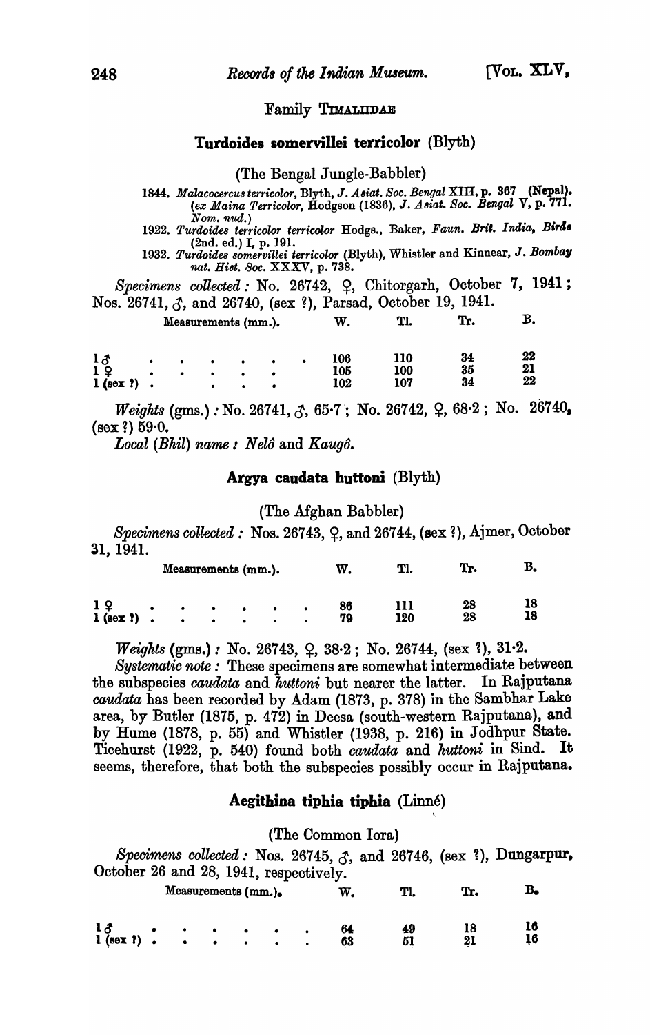## Family TIMALIIDAE

### Turdoides somervillei terricolor (Blyth)

(The Bengal Jungle-Babbler)

1844. *Malacocercus terricolor*, Blyth, *J. Asiat. Soc. Bengal* XIII, p. 367 (Nepal). (*ex Maina Terricolor*, Hodgson (1836), *J. Asiat. Soc. Bengal* V, p. 771. *Nom. nud.*)

1922. *Turdoides terricolor terricolor* Hodgs., Baker, *Faun. Brit. India, Birds* (2nd. ed.) I, p. 191.

1932. *Turdoides somervillei terricolor* (Blyth), Whistler and Kinnear, *J. Bombay nat. Hist. Soc.* XXXV, p. 738.

*Specimens collected:* No. 26742, ♀, Chitorgarh, October 7, 1941; Nos. 26741, ♂, and 26740, (sex ?), Parsad, October 19, 1941.

| Measurements (mm.). | W. | Tl. | Tr. | B. |
|---|---|---|---|---|
| 1 ♂ | 106 | 110 | 34 | 22 |
| 1 ♀ | 105 | 100 | 35 | 21 |
| 1 (sex ?) | 102 | 107 | 34 | 22 |

*Weights* (gms.) *:* No. 26741, ♂, 65·7; No. 26742, ♀, 68·2; No. 26740, (sex ?) 59·0.

*Local (Bhil) name : Nelô* and *Kaugô.*

### Argya caudata huttoni (Blyth)

(The Afghan Babbler)

*Specimens collected :* Nos. 26743, ♀, and 26744, (sex ?), Ajmer, October 31, 1941.

| Measurements (mm.). | W. | Tl. | Tr. | B. |
|---|---|---|---|---|
| 1 ♀ | 86 | 111 | 28 | 18 |
| 1 (sex ?) | 79 | 120 | 28 | 18 |

*Weights* (gms.) *:* No. 26743, ♀, 38·2; No. 26744, (sex ?), 31·2.

*Systematic note :* These specimens are somewhat intermediate between the subspecies *caudata* and *huttoni* but nearer the latter. In Rajputana *caudata* has been recorded by Adam (1873, p. 378) in the Sambhar Lake area, by Butler (1875, p. 472) in Deesa (south-western Rajputana), and by Hume (1878, p. 55) and Whistler (1938, p. 216) in Jodhpur State. Ticehurst (1922, p. 540) found both *caudata* and *huttoni* in Sind. It seems, therefore, that both the subspecies possibly occur in Rajputana.

### Aegithina tiphia tiphia (Linné)

(The Common Iora)

*Specimens collected :* Nos. 26745, ♂, and 26746, (sex ?), Dungarpur, October 26 and 28, 1941, respectively.

| Measurements (mm.). | W. | Tl. | Tr. | B. |
|---|---|---|---|---|
| 1 ♂ | 64 | 49 | 18 | 16 |
| 1 (sex ?) | 63 | 51 | 21 | 16 |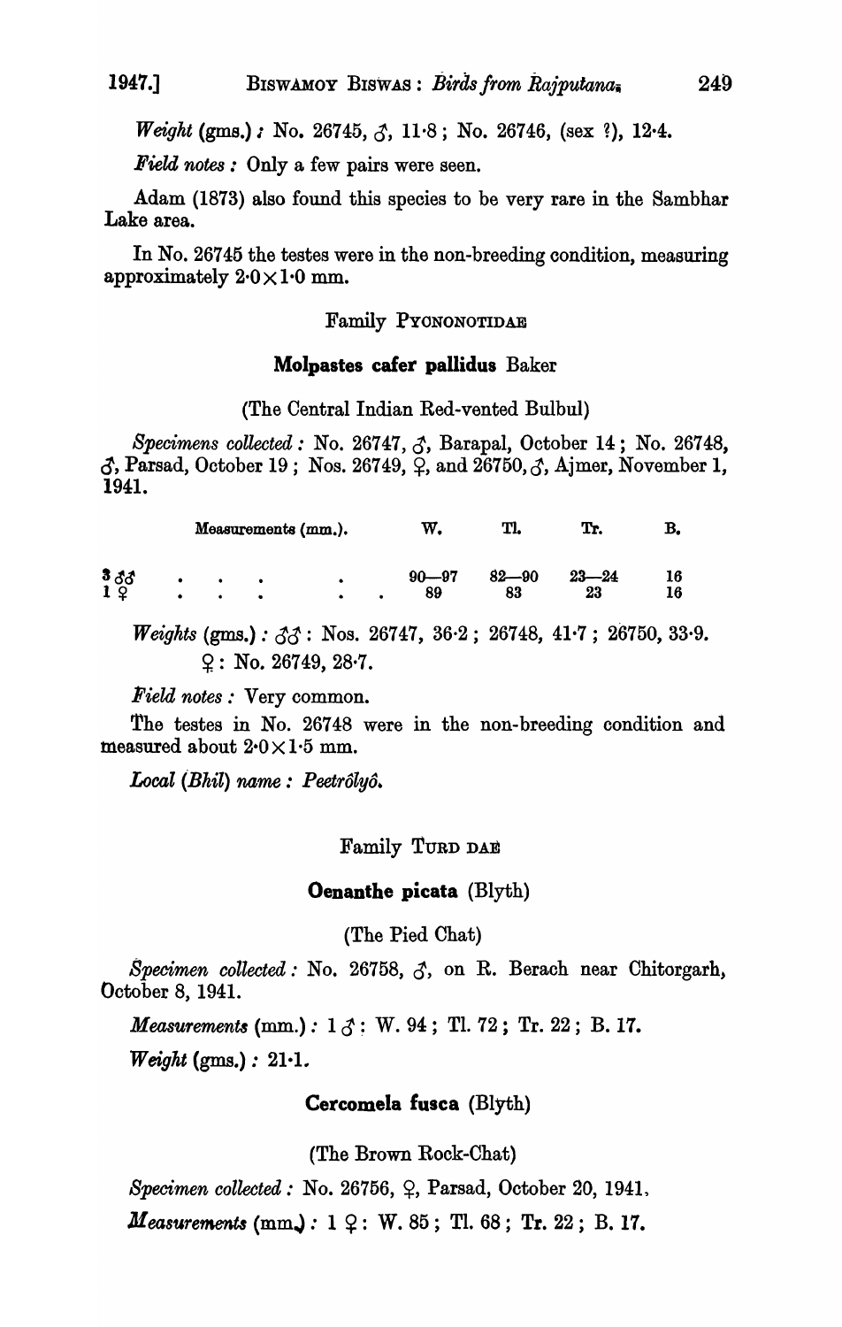*Weight* (gms.) *:* No. 26745, ♂, 11·8; No. 26746, (sex ?), 12·4.

*Field notes :* Only a few pairs were seen.

Adam (1873) also found this species to be very rare in the Sambhar Lake area.

In No. 26745 the testes were in the non-breeding condition, measuring approximately 2·0×1·0 mm.

## Family PYCNONOTIDAE

### **Molpastes cafer pallidus** Baker

(The Central Indian Red-vented Bulbul)

*Specimens collected :* No. 26747, ♂, Barapal, October 14; No. 26748, ♂, Parsad, October 19; Nos. 26749, ♀, and 26750, ♂, Ajmer, November 1, 1941.

| Measurements (mm.). | W. | Tl. | Tr. | B. |
|---|---|---|---|---|
| 3 ♂♂ | 90—97 | 82—90 | 23—24 | 16 |
| 1 ♀ | 89 | 83 | 23 | 16 |

*Weights* (gms.) *:* ♂♂ : Nos. 26747, 36·2; 26748, 41·7; 26750, 33·9.
♀ : No. 26749, 28·7.

*Field notes :* Very common.

The testes in No. 26748 were in the non-breeding condition and measured about 2·0×1·5 mm.

*Local (Bhil) name : Peetrôlyô.*

## Family TURDIDAE

### **Oenanthe picata** (Blyth)

(The Pied Chat)

*Specimen collected :* No. 26758, ♂, on R. Berach near Chitorgarh, October 8, 1941.

*Measurements* (mm.) *:* 1 ♂ : W. 94; Tl. 72; Tr. 22; B. 17.

*Weight* (gms.) *:* 21·1.

### **Cercomela fusca** (Blyth)

(The Brown Rock-Chat)

*Specimen collected :* No. 26756, ♀, Parsad, October 20, 1941.

*Measurements* (mm.) *:* 1 ♀ : W. 85; Tl. 68; Tr. 22; B. 17.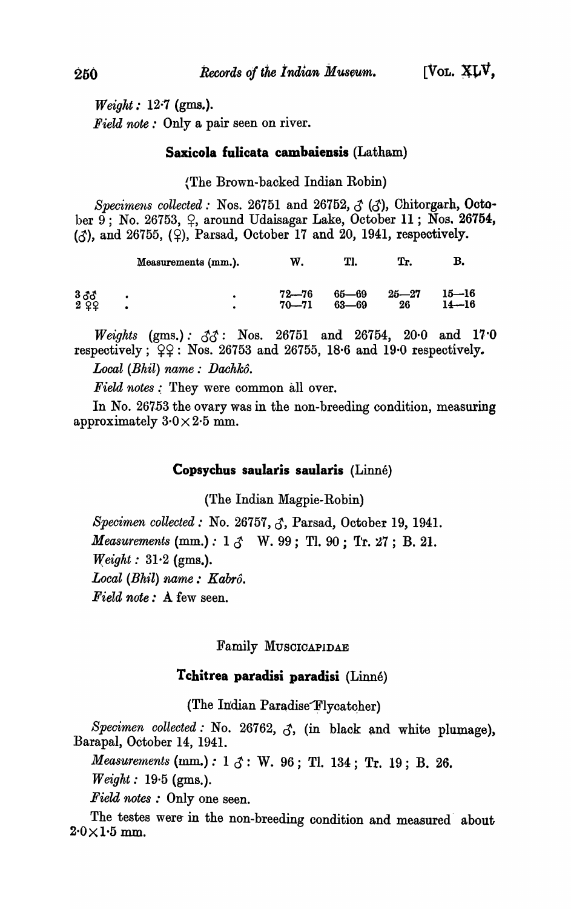*Weight :* 12·7 (gms.).

*Field note :* Only a pair seen on river.

### Saxicola fulicata cambaiensis (Latham)

(The Brown-backed Indian Robin)

*Specimens collected :* Nos. 26751 and 26752, ♂ (♂), Chitorgarh, October 9 ; No. 26753, ♀, around Udaisagar Lake, October 11 ; Nos. 26754, (♂), and 26755, (♀), Parsad, October 17 and 20, 1941, respectively.

| Measurements (mm.). | W. | Tl. | Tr. | B. |
|---|---|---|---|---|
| 3 ♂♂ . . | 72—76 | 65—69 | 25—27 | 15—16 |
| 2 ♀♀ . . | 70—71 | 63—69 | 26 | 14—16 |

*Weights* (gms.) *:* ♂♂ : Nos. 26751 and 26754, 20·0 and 17·0 respectively ; ♀♀ : Nos. 26753 and 26755, 18·6 and 19·0 respectively.

*Local (Bhil) name : Dachkô.*

*Field notes :* They were common all over.

In No. 26753 the ovary was in the non-breeding condition, measuring approximately 3·0 × 2·5 mm.

### Copsychus saularis saularis (Linné)

(The Indian Magpie-Robin)

*Specimen collected :* No. 26757, ♂, Parsad, October 19, 1941.

*Measurements* (mm.) *:* 1 ♂ W. 99 ; Tl. 90 ; Tr. 27 ; B. 21.

*Weight :* 31·2 (gms.).

*Local (Bhil) name : Kabrô.*

*Field note :* A few seen.

## Family Muscicapidae

### Tchitrea paradisi paradisi (Linné)

(The Indian Paradise-Flycatcher)

*Specimen collected :* No. 26762, ♂, (in black and white plumage), Barapal, October 14, 1941.

*Measurements* (mm.) *:* 1 ♂ : W. 96 ; Tl. 134 ; Tr. 19 ; B. 26.

*Weight :* 19·5 (gms.).

*Field notes :* Only one seen.

The testes were in the non-breeding condition and measured about 2·0 × 1·5 mm.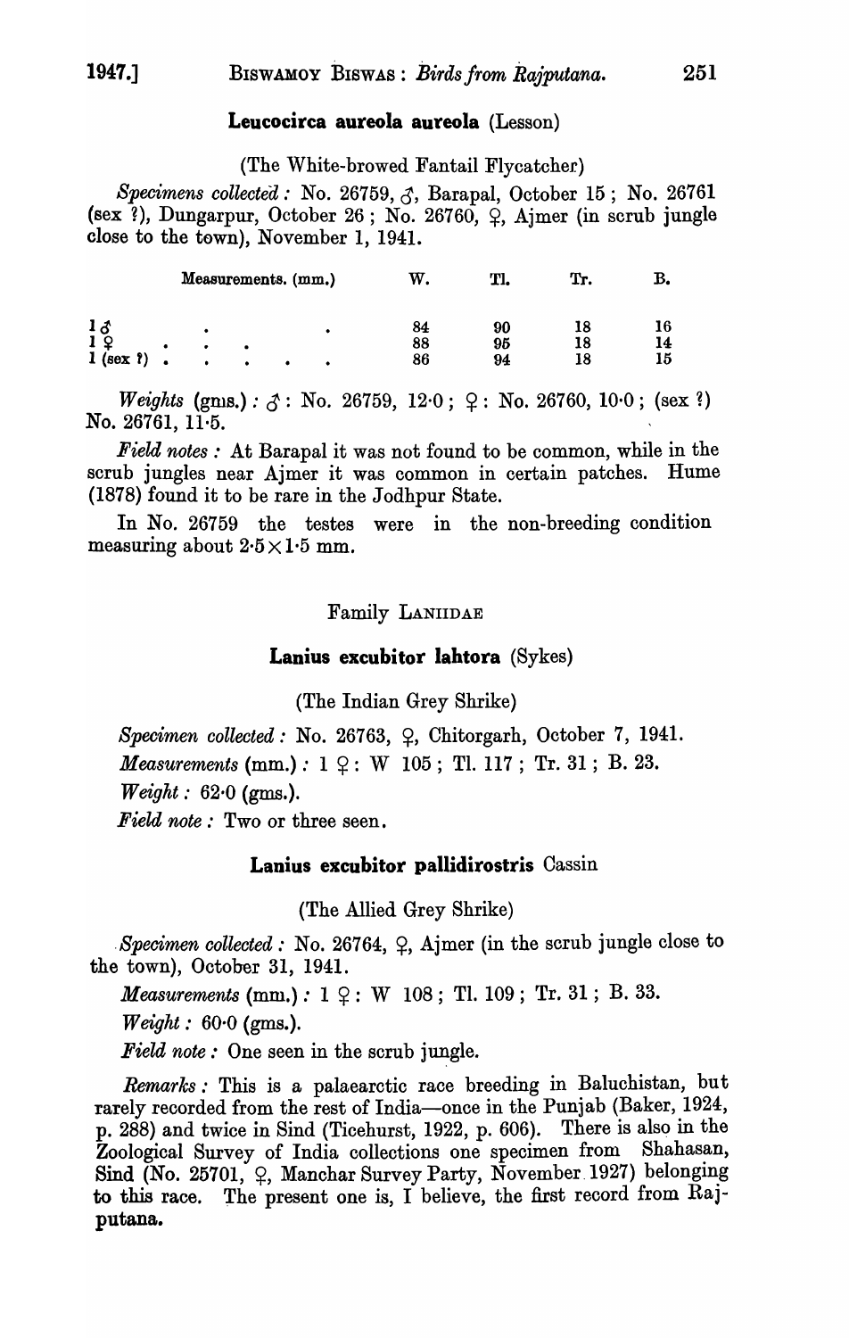### Leucocirca aureola aureola (Lesson)

(The White-browed Fantail Flycatcher)

*Specimens collected:* No. 26759, ♂, Barapal, October 15; No. 26761 (sex ?), Dungarpur, October 26; No. 26760, ♀, Ajmer (in scrub jungle close to the town), November 1, 1941.

| Measurements. (mm.) | W. | Tl. | Tr. | B. |
|---|---|---|---|---|
| 1 ♂ | 84 | 90 | 18 | 16 |
| 1 ♀ | 88 | 95 | 18 | 14 |
| 1 (sex ?) | 86 | 94 | 18 | 15 |

*Weights* (gms.): ♂: No. 26759, 12·0; ♀: No. 26760, 10·0; (sex ?) No. 26761, 11·5.

*Field notes:* At Barapal it was not found to be common, while in the scrub jungles near Ajmer it was common in certain patches. Hume (1878) found it to be rare in the Jodhpur State.

In No. 26759 the testes were in the non-breeding condition measuring about 2·5 × 1·5 mm.

## Family Laniidae

### Lanius excubitor lahtora (Sykes)

(The Indian Grey Shrike)

*Specimen collected:* No. 26763, ♀, Chitorgarh, October 7, 1941.

*Measurements* (mm.): 1 ♀: W 105; Tl. 117; Tr. 31; B. 23.

*Weight:* 62·0 (gms.).

*Field note:* Two or three seen.

### Lanius excubitor pallidirostris Cassin

(The Allied Grey Shrike)

*Specimen collected:* No. 26764, ♀, Ajmer (in the scrub jungle close to the town), October 31, 1941.

*Measurements* (mm.): 1 ♀: W 108; Tl. 109; Tr. 31; B. 33.

*Weight:* 60·0 (gms.).

*Field note:* One seen in the scrub jungle.

*Remarks:* This is a palaearctic race breeding in Baluchistan, but rarely recorded from the rest of India—once in the Punjab (Baker, 1924, p. 288) and twice in Sind (Ticehurst, 1922, p. 606). There is also in the Zoological Survey of India collections one specimen from Shahasan, Sind (No. 25701, ♀, Manchar Survey Party, November 1927) belonging to this race. The present one is, I believe, the first record from Rajputana.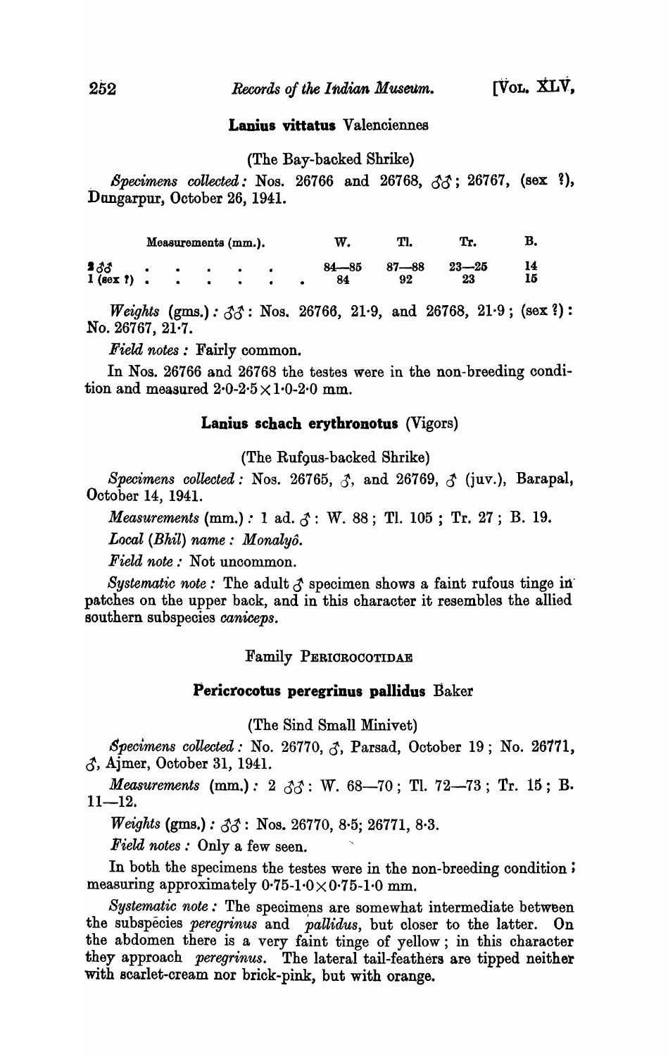### Lanius vittatus Valenciennes

(The Bay-backed Shrike)

*Specimens collected:* Nos. 26766 and 26768, ♂♂; 26767, (sex ?), Dungarpur, October 26, 1941.

| Measurements (mm.). | W. | Tl. | Tr. | B. |
|---|---|---|---|---|
| 2 ♂♂ | 84—85 | 87—88 | 23—25 | 14 |
| 1 (sex ?) | 84 | 92 | 23 | 15 |

*Weights* (gms.) *:* ♂♂: Nos. 26766, 21·9, and 26768, 21·9; (sex ?): No. 26767, 21·7.

*Field notes :* Fairly common.

In Nos. 26766 and 26768 the testes were in the non-breeding condition and measured 2·0-2·5×1·0-2·0 mm.

### Lanius schach erythronotus (Vigors)

(The Rufous-backed Shrike)

*Specimens collected:* Nos. 26765, ♂, and 26769, ♂ (juv.), Barapal, October 14, 1941.

*Measurements* (mm.) *:* 1 ad. ♂: W. 88; Tl. 105; Tr. 27; B. 19.

*Local (Bhil) name : Monalyô.*

*Field note :* Not uncommon.

*Systematic note :* The adult ♂ specimen shows a faint rufous tinge in patches on the upper back, and in this character it resembles the allied southern subspecies *caniceps*.

## Family Pericrocotidae

### Pericrocotus peregrinus pallidus Baker

(The Sind Small Minivet)

*Specimens collected:* No. 26770, ♂, Parsad, October 19; No. 26771, ♂, Ajmer, October 31, 1941.

*Measurements* (mm.) *:* 2 ♂♂: W. 68—70; Tl. 72—73; Tr. 15; B. 11—12.

*Weights* (gms.) *:* ♂♂: Nos. 26770, 8·5; 26771, 8·3.

*Field notes :* Only a few seen.

In both the specimens the testes were in the non-breeding condition; measuring approximately 0·75-1·0×0·75-1·0 mm.

*Systematic note :* The specimens are somewhat intermediate between the subspecies *peregrinus* and *pallidus*, but closer to the latter. On the abdomen there is a very faint tinge of yellow; in this character they approach *peregrinus*. The lateral tail-feathers are tipped neither with scarlet-cream nor brick-pink, but with orange.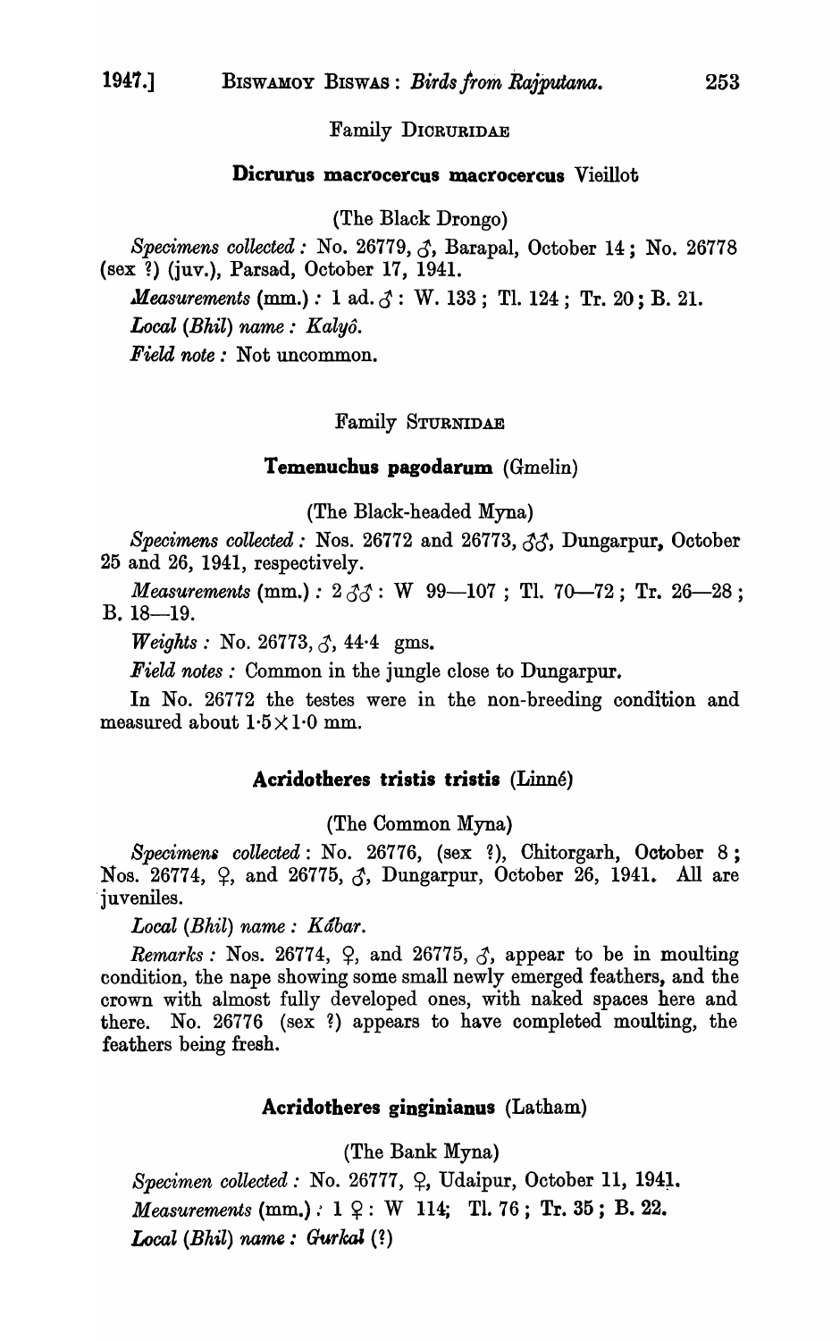Family Dicruridae

**Dicrurus macrocercus macrocercus** Vieillot

(The Black Drongo)

*Specimens collected :* No. 26779, ♂, Barapal, October 14 ; No. 26778 (sex ?) (juv.), Parsad, October 17, 1941.

*Measurements* (mm.) *:* 1 ad. ♂ : W. 133 ; Tl. 124 ; Tr. 20 ; B. 21.

*Local (Bhil) name : Kalyô.*

*Field note :* Not uncommon.

Family Sturnidae

**Temenuchus pagodarum** (Gmelin)

(The Black-headed Myna)

*Specimens collected :* Nos. 26772 and 26773, ♂♂, Dungarpur, October 25 and 26, 1941, respectively.

*Measurements* (mm.) *:* 2 ♂♂ : W 99—107 ; Tl. 70—72 ; Tr. 26—28 ; B. 18—19.

*Weights :* No. 26773, ♂, 44·4 gms.

*Field notes :* Common in the jungle close to Dungarpur.

In No. 26772 the testes were in the non-breeding condition and measured about $1{\cdot}5 \times 1{\cdot}0$ mm.

**Acridotheres tristis tristis** (Linné)

(The Common Myna)

*Specimens collected* : No. 26776, (sex ?), Chitorgarh, October 8 ; Nos. 26774, ♀, and 26775, ♂, Dungarpur, October 26, 1941. All are juveniles.

*Local (Bhil) name : Kábar.*

*Remarks :* Nos. 26774, ♀, and 26775, ♂, appear to be in moulting condition, the nape showing some small newly emerged feathers, and the crown with almost fully developed ones, with naked spaces here and there. No. 26776 (sex ?) appears to have completed moulting, the feathers being fresh.

**Acridotheres ginginianus** (Latham)

(The Bank Myna)

*Specimen collected :* No. 26777, ♀, Udaipur, October 11, 1941.

*Measurements* (mm.) *:* 1 ♀ : W 114; Tl. 76 ; Tr. 35 ; B. 22.

*Local (Bhil) name : Gurkal* (?)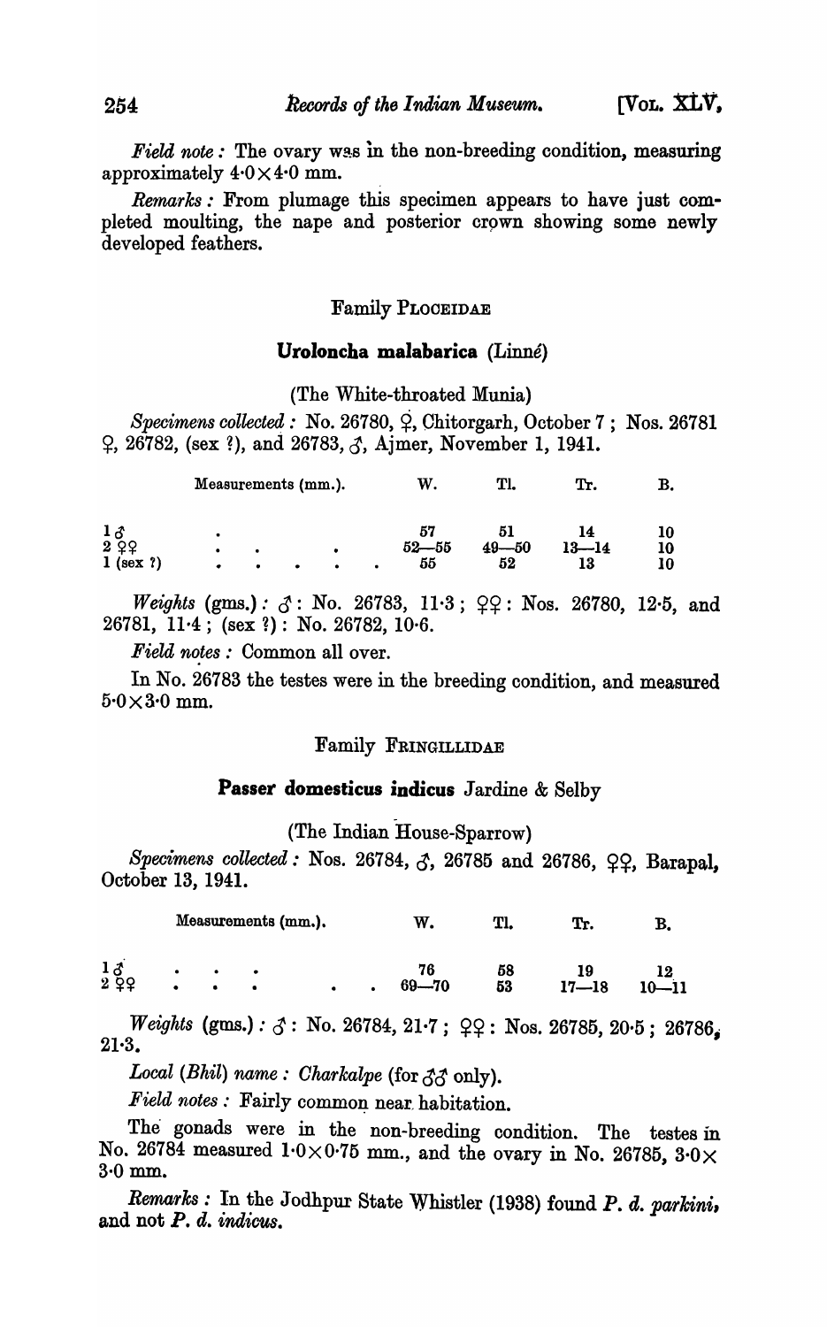*Field note:* The ovary was in the non-breeding condition, measuring approximately 4·0 × 4·0 mm.

*Remarks:* From plumage this specimen appears to have just completed moulting, the nape and posterior crown showing some newly developed feathers.

## Family PLOCEIDAE

### Uroloncha malabarica (Linné)

(The White-throated Munia)

*Specimens collected:* No. 26780, ♀, Chitorgarh, October 7; Nos. 26781 ♀, 26782, (sex ?), and 26783, ♂, Ajmer, November 1, 1941.

| Measurements (mm.). | W. | Tl. | Tr. | B. |
|---|---|---|---|---|
| 1 ♂ | 57 | 51 | 14 | 10 |
| 2 ♀♀ | 52—55 | 49—50 | 13—14 | 10 |
| 1 (sex ?) | 55 | 52 | 13 | 10 |

*Weights* (gms.): ♂: No. 26783, 11·3; ♀♀: Nos. 26780, 12·5, and 26781, 11·4; (sex ?): No. 26782, 10·6.

*Field notes:* Common all over.

In No. 26783 the testes were in the breeding condition, and measured 5·0 × 3·0 mm.

## Family FRINGILLIDAE

### Passer domesticus indicus Jardine & Selby

(The Indian House-Sparrow)

*Specimens collected:* Nos. 26784, ♂, 26785 and 26786, ♀♀, Barapal, October 13, 1941.

| Measurements (mm.). | W. | Tl. | Tr. | B. |
|---|---|---|---|---|
| 1 ♂ | 76 | 58 | 19 | 12 |
| 2 ♀♀ | 69—70 | 53 | 17—18 | 10—11 |

*Weights* (gms.): ♂: No. 26784, 21·7; ♀♀: Nos. 26785, 20·5; 26786, 21·3.

*Local (Bhil) name: Charkalpe* (for ♂♂ only).

*Field notes:* Fairly common near habitation.

The gonads were in the non-breeding condition. The testes in No. 26784 measured 1·0 × 0·75 mm., and the ovary in No. 26785, 3·0 × 3·0 mm.

*Remarks:* In the Jodhpur State Whistler (1938) found *P. d. parkini*, and not *P. d. indicus*.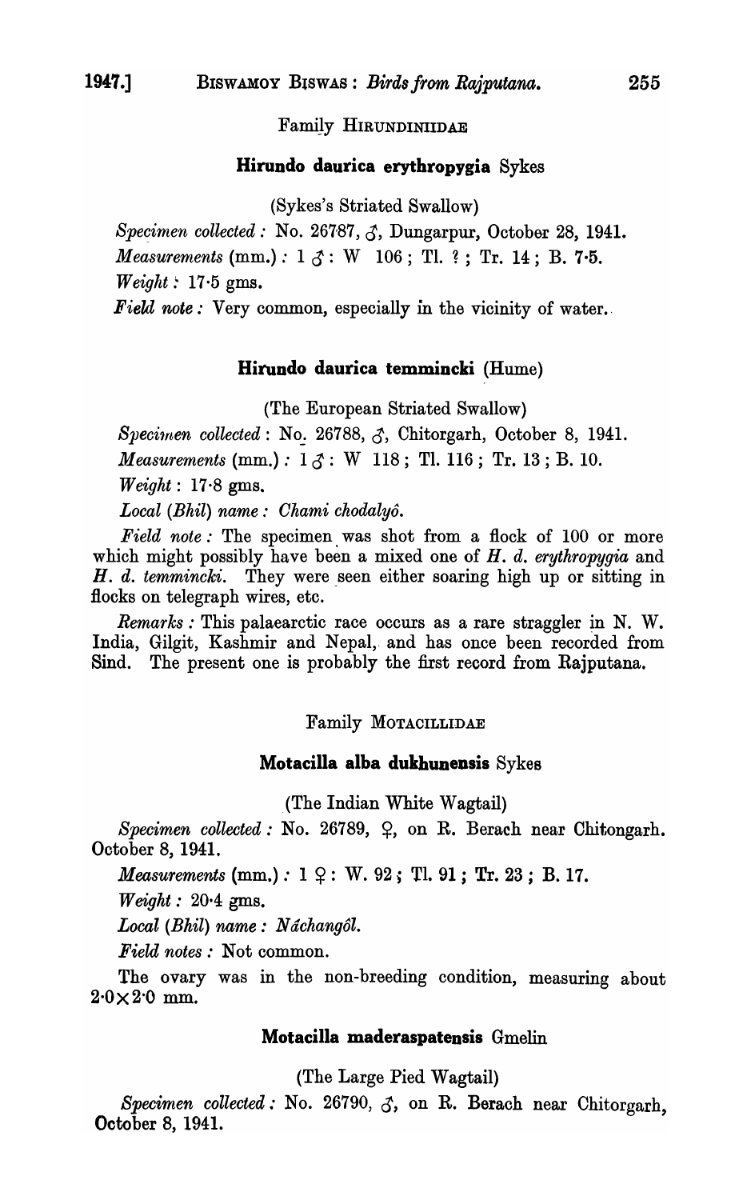Family HIRUNDINIIDAE

### Hirundo daurica erythropygia Sykes

(Sykes's Striated Swallow)

*Specimen collected :* No. 26787, ♂, Dungarpur, October 28, 1941.

*Measurements* (mm.) : 1 ♂ : W 106 ; Tl. ? ; Tr. 14 ; B. 7·5.

*Weight* : 17·5 gms.

*Field note :* Very common, especially in the vicinity of water.

### Hirundo daurica temmincki (Hume)

(The European Striated Swallow)

*Specimen collected :* No. 26788, ♂, Chitorgarh, October 8, 1941.

*Measurements* (mm.) : 1 ♂ : W 118 ; Tl. 116 ; Tr. 13 ; B. 10.

*Weight* : 17·8 gms.

*Local (Bhil) name : Chami chodalyô.*

*Field note :* The specimen was shot from a flock of 100 or more which might possibly have been a mixed one of *H. d. erythropygia* and *H. d. temmincki*. They were seen either soaring high up or sitting in flocks on telegraph wires, etc.

*Remarks :* This palaearctic race occurs as a rare straggler in N. W. India, Gilgit, Kashmir and Nepal, and has once been recorded from Sind. The present one is probably the first record from Rajputana.

Family MOTACILLIDAE

### Motacilla alba dukhunensis Sykes

(The Indian White Wagtail)

*Specimen collected :* No. 26789, ♀, on R. Berach near Chitongarh. October 8, 1941.

*Measurements* (mm.) : 1 ♀ : W. 92 ; Tl. 91 ; Tr. 23 ; B. 17.

*Weight* : 20·4 gms.

*Local (Bhil) name : Náchangôl.*

*Field notes :* Not common.

The ovary was in the non-breeding condition, measuring about 2·0×2·0 mm.

### Motacilla maderaspatensis Gmelin

(The Large Pied Wagtail)

*Specimen collected :* No. 26790, ♂, on R. Berach near Chitorgarh, October 8, 1941.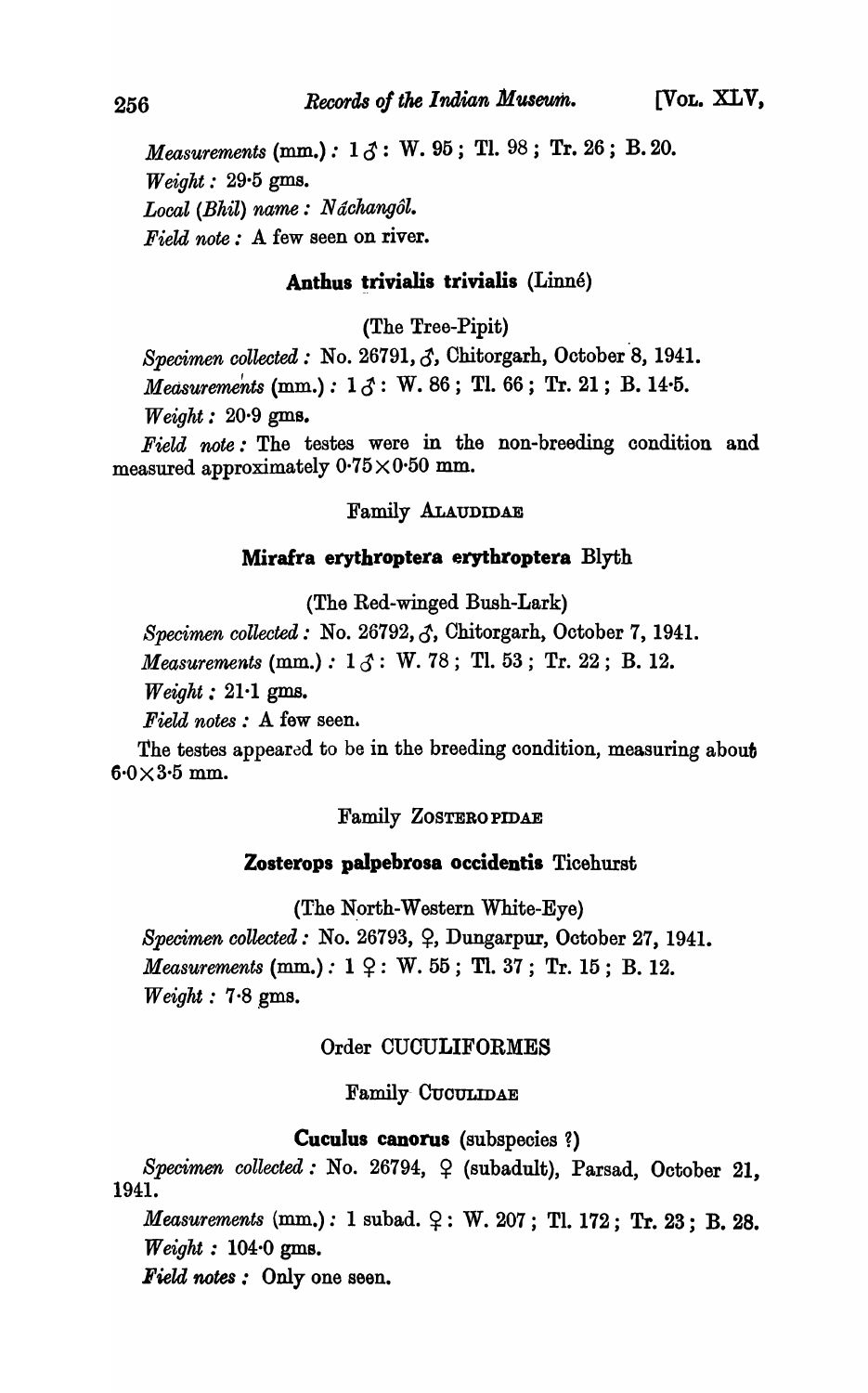*Measurements* (mm.) *:* 1 ♂ : W. 95 ; Tl. 98 ; Tr. 26 ; B. 20.

*Weight :* 29·5 gms.

*Local (Bhil) name : Náchangôl.*

*Field note :* A few seen on river.

### Anthus trivialis trivialis (Linné)

(The Tree-Pipit)

*Specimen collected :* No. 26791, ♂, Chitorgarh, October 8, 1941.

*Measurements* (mm.) *:* 1 ♂ : W. 86 ; Tl. 66 ; Tr. 21 ; B. 14·5.

*Weight :* 20·9 gms.

*Field note :* The testes were in the non-breeding condition and measured approximately 0·75 × 0·50 mm.

## Family Alaudidae

### Mirafra erythroptera erythroptera Blyth

(The Red-winged Bush-Lark)

*Specimen collected :* No. 26792, ♂, Chitorgarh, October 7, 1941.

*Measurements* (mm.) *:* 1 ♂ : W. 78 ; Tl. 53 ; Tr. 22 ; B. 12.

*Weight :* 21·1 gms.

*Field notes :* A few seen.

The testes appeared to be in the breeding condition, measuring about 6·0 × 3·5 mm.

## Family Zosteropidae

### Zosterops palpebrosa occidentis Ticehurst

(The North-Western White-Eye)

*Specimen collected :* No. 26793, ♀, Dungarpur, October 27, 1941.

*Measurements* (mm.) *:* 1 ♀ : W. 55 ; Tl. 37 ; Tr. 15 ; B. 12.

*Weight :* 7·8 gms.

## Order CUCULIFORMES

## Family Cuculidae

### Cuculus canorus (subspecies ?)

*Specimen collected :* No. 26794, ♀ (subadult), Parsad, October 21, 1941.

*Measurements* (mm.) *:* 1 subad. ♀ : W. 207 ; Tl. 172 ; Tr. 23 ; B. 28.

*Weight :* 104·0 gms.

*Field notes :* Only one seen.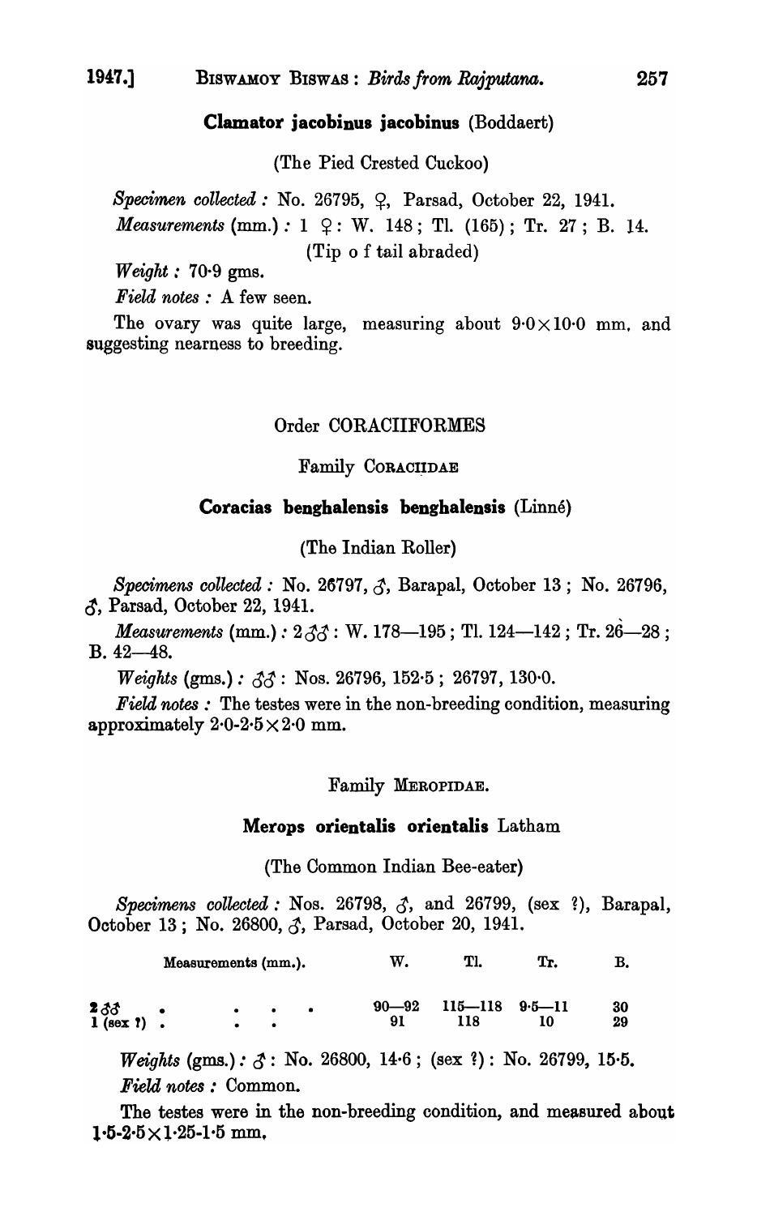### Clamator jacobinus jacobinus (Boddaert)

(The Pied Crested Cuckoo)

*Specimen collected :* No. 26795, ♀, Parsad, October 22, 1941.

*Measurements* (mm.) *:* 1 ♀: W. 148 ; Tl. (165) ; Tr. 27 ; B. 14.

(Tip o f tail abraded)

*Weight :* 70·9 gms.

*Field notes :* A few seen.

The ovary was quite large, measuring about 9·0×10·0 mm. and suggesting nearness to breeding.

## Order CORACIIFORMES

### Family CORACIIDAE

### Coracias benghalensis benghalensis (Linné)

(The Indian Roller)

*Specimens collected :* No. 26797, ♂, Barapal, October 13 ; No. 26796, ♂, Parsad, October 22, 1941.

*Measurements* (mm.) *:* 2 ♂♂ : W. 178—195 ; Tl. 124—142 ; Tr. 26—28 ; B. 42—48.

*Weights* (gms.) *:* ♂♂ : Nos. 26796, 152·5 ; 26797, 130·0.

*Field notes :* The testes were in the non-breeding condition, measuring approximately 2·0-2·5×2·0 mm.

### Family MEROPIDAE.

### Merops orientalis orientalis Latham

(The Common Indian Bee-eater)

*Specimens collected :* Nos. 26798, ♂, and 26799, (sex ?), Barapal, October 13 ; No. 26800, ♂, Parsad, October 20, 1941.

| Measurements (mm.). | W. | Tl. | Tr. | B. |
|---|---|---|---|---|
| 2 ♂♂ | 90—92 | 115—118 | 9·5—11 | 30 |
| 1 (sex ?) | 91 | 118 | 10 | 29 |

*Weights* (gms.) *:* ♂ : No. 26800, 14·6 ; (sex ?) : No. 26799, 15·5.

*Field notes :* Common.

The testes were in the non-breeding condition, and measured about 1·5-2·5×1·25-1·5 mm.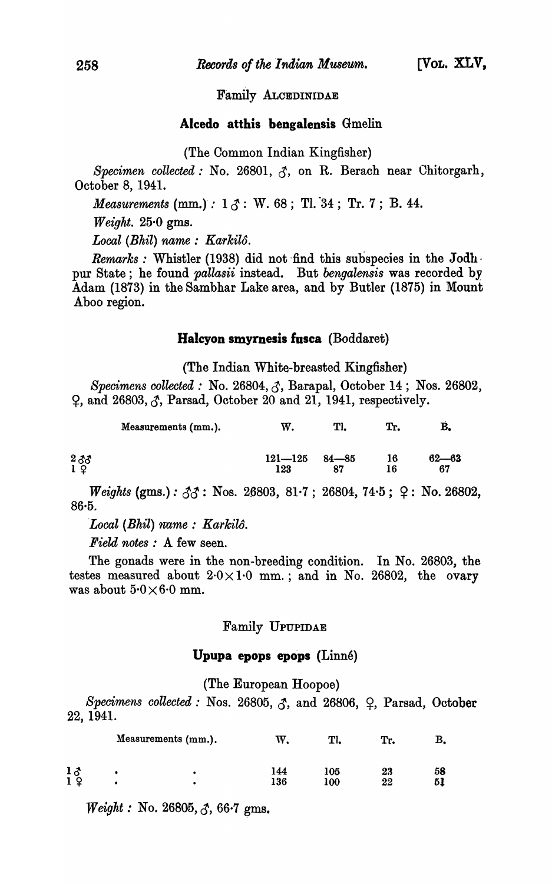Family ALCEDINIDAE

**Alcedo atthis bengalensis** Gmelin

(The Common Indian Kingfisher)

*Specimen collected :* No. 26801, ♂, on R. Berach near Chitorgarh, October 8, 1941.

*Measurements* (mm.) : 1 ♂ : W. 68 ; Tl. 34 ; Tr. 7 ; B. 44.

*Weight.* 25·0 gms.

*Local (Bhil) name : Karkilô.*

*Remarks :* Whistler (1938) did not find this subspecies in the Jodhpur State ; he found *pallasii* instead. But *bengalensis* was recorded by Adam (1873) in the Sambhar Lake area, and by Butler (1875) in Mount Aboo region.

**Halcyon smyrnesis fusca** (Boddaret)

(The Indian White-breasted Kingfisher)

*Specimens collected :* No. 26804, ♂, Barapal, October 14 ; Nos. 26802, ♀, and 26803, ♂, Parsad, October 20 and 21, 1941, respectively.

| Measurements (mm.). | W. | Tl. | Tr. | B. |
|---|---|---|---|---|
| 2 ♂♂ | 121—125 | 84—85 | 16 | 62—63 |
| 1 ♀ | 123 | 87 | 16 | 67 |

*Weights* (gms.) : ♂♂ : Nos. 26803, 81·7 ; 26804, 74·5 ; ♀ : No. 26802, 86·5.

*Local (Bhil) name : Karkilô.*

*Field notes :* A few seen.

The gonads were in the non-breeding condition. In No. 26803, the testes measured about 2·0×1·0 mm. ; and in No. 26802, the ovary was about 5·0×6·0 mm.

Family UPUPIDAE

**Upupa epops epops** (Linné)

(The European Hoopoe)

*Specimens collected :* Nos. 26805, ♂, and 26806, ♀, Parsad, October 22, 1941.

| Measurements (mm.). | W. | Tl. | Tr. | B. |
|---|---|---|---|---|
| 1 ♂ . . | 144 | 105 | 23 | 58 |
| 1 ♀ . . | 136 | 100 | 22 | 51 |

*Weight :* No. 26805, ♂, 66·7 gms.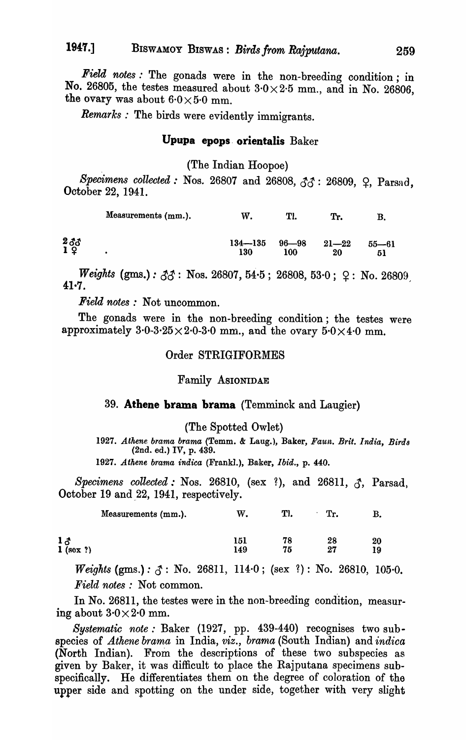*Field notes :* The gonads were in the non-breeding condition ; in No. 26805, the testes measured about 3·0×2·5 mm., and in No. 26806, the ovary was about 6·0×5·0 mm.

*Remarks :* The birds were evidently immigrants.

### **Upupa epops orientalis** Baker

(The Indian Hoopoe)

*Specimens collected :* Nos. 26807 and 26808, ♂♂ : 26809, ♀, Parsad, October 22, 1941.

| Measurements (mm.). | W. | Tl. | Tr. | B. |
|---|---|---|---|---|
| 2 ♂♂ | 134—135 | 96—98 | 21—22 | 55—61 |
| 1 ♀ | 130 | 100 | 20 | 51 |

*Weights* (gms.) *:* ♂♂ : Nos. 26807, 54·5 ; 26808, 53·0 ; ♀ : No. 26809, 41·7.

*Field notes :* Not uncommon.

The gonads were in the non-breeding condition ; the testes were approximately 3·0-3·25×2·0-3·0 mm., and the ovary 5·0×4·0 mm.

## Order STRIGIFORMES

### Family ASIONIDAE

### 39. **Athene brama brama** (Temminck and Laugier)

(The Spotted Owlet)

1927. *Athene brama brama* (Temm. & Laug.), Baker, *Faun. Brit. India, Birds* (2nd. ed.) IV, p. 439.

1927. *Athene brama indica* (Frankl.), Baker, *Ibid.*, p. 440.

*Specimens collected :* Nos. 26810, (sex ?), and 26811, ♂, Parsad, October 19 and 22, 1941, respectively.

| Measurements (mm.). | W. | Tl. | Tr. | B. |
|---|---|---|---|---|
| 1 ♂ | 151 | 78 | 28 | 20 |
| 1 (sex ?) | 149 | 75 | 27 | 19 |

*Weights* (gms.) *:* ♂ : No. 26811, 114·0 ; (sex ?) : No. 26810, 105·0.

*Field notes :* Not common.

In No. 26811, the testes were in the non-breeding condition, measuring about 3·0×2·0 mm.

*Systematic note :* Baker (1927, pp. 439-440) recognises two subspecies of *Athene brama* in India, *viz.*, *brama* (South Indian) and *indica* (North Indian). From the descriptions of these two subspecies as given by Baker, it was difficult to place the Rajputana specimens subspecifically. He differentiates them on the degree of coloration of the upper side and spotting on the under side, together with very slight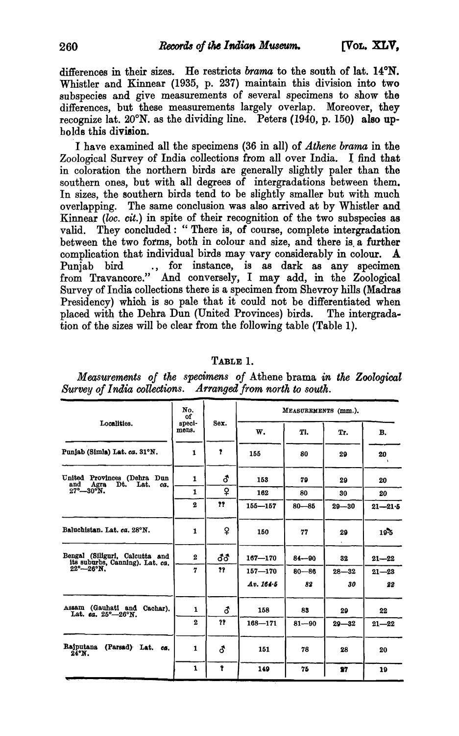differences in their sizes. He restricts *brama* to the south of lat. 14°N. Whistler and Kinnear (1935, p. 237) maintain this division into two subspecies and give measurements of several specimens to show the differences, but these measurements largely overlap. Moreover, they recognize lat. 20°N. as the dividing line. Peters (1940, p. 150) also upholds this division.

I have examined all the specimens (36 in all) of *Athene brama* in the Zoological Survey of India collections from all over India. I find that in coloration the northern birds are generally slightly paler than the southern ones, but with all degrees of intergradations between them. In sizes, the southern birds tend to be slightly smaller but with much overlapping. The same conclusion was also arrived at by Whistler and Kinnear (*loc. cit.*) in spite of their recognition of the two subspecies as valid. They concluded: " There is, of course, complete intergradation between the two forms, both in colour and size, and there is a further complication that individual birds may vary considerably in colour. A Punjab bird ., for instance, is as dark as any specimen from Travancore." And conversely, I may add, in the Zoological Survey of India collections there is a specimen from Shevroy hills (Madras Presidency) which is so pale that it could not be differentiated when placed with the Dehra Dun (United Provinces) birds. The intergradation of the sizes will be clear from the following table (Table 1).

TABLE 1.

*Measurements of the specimens of* Athene brama *in the Zoological Survey of India collections. Arranged from north to south.*

| Localities. | No. of speci-mens. | Sex. | MEASUREMENTS (mm.). | | | |
|---|---|---|---|---|---|---|
| | | | W. | Tl. | Tr. | B. |
| Punjab (Simla) Lat. *ca.* 31°N. | 1 | ? | 155 | 80 | 29 | 20 |
| United Provinces (Dehra Dun and Agra Dt. Lat. *ca.* 27°—30°N. | 1 | ♂ | 153 | 79 | 29 | 20 |
| | 1 | ♀ | 162 | 80 | 30 | 20 |
| | 2 | ?? | 155—157 | 80—85 | 29—30 | 21—21·5 |
| Baluchistan. Lat. *ca.* 28°N. | 1 | ♀ | 150 | 77 | 29 | 19·5 |
| Bengal (Siliguri, Calcutta and its suburbs, Canning). Lat. *ca.* 22°—26°N. | 2 | ♂♂ | 167—170 | 84—90 | 32 | 21—22 |
| | 7 | ?? | 157—170 | 80—86 | 28—32 | 21—23 |
| | | | *Av. 164·5* | *82* | *30* | *22* |
| Assam (Gauhati and Cachar). Lat. *ca.* 25°—26°N. | 1 | ♂ | 158 | 83 | 29 | 22 |
| | 2 | ?? | 168—171 | 81—90 | 29—32 | 21—22 |
| Rajputana (Parsad) Lat. *ca.* 24°N. | 1 | ♂ | 151 | 78 | 28 | 20 |
| | 1 | ? | 149 | 75 | 27 | 19 |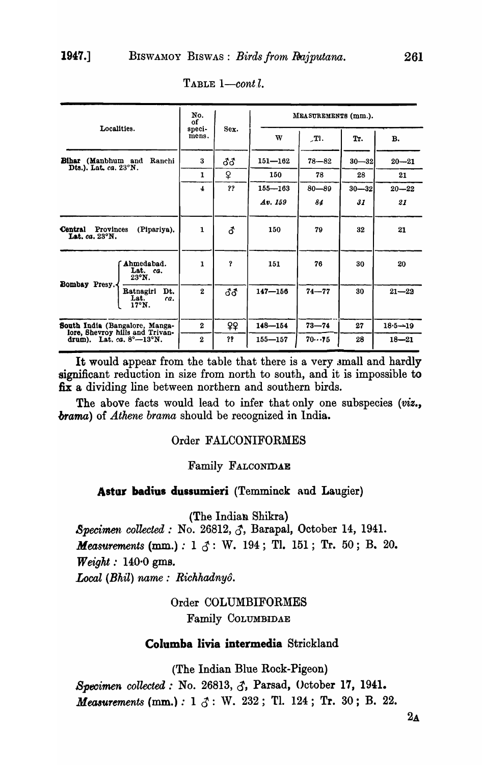TABLE 1—*contl.*

| Localities. | | No. of speci-mens. | Sex. | MEASUREMENTS (mm.). | | | |
|---|---|---|---|---|---|---|---|
| | | | | W | Tl. | Tr. | B. |
| Bihar (Manbhum and Ranchi Dts.). Lat. *ca.* 23°N. | | 3 | ♂♂ | 151—162 | 78—82 | 30—32 | 20—21 |
| | | 1 | ♀ | 150 | 78 | 28 | 21 |
| | | 4 | ?? | 155—163 | 80—89 | 30—32 | 20—22 |
| | | | | *Av. 159* | *84* | *31* | *21* |
| Central Provinces (Pipariya). Lat. *ca.* 23°N. | | 1 | ♂ | 150 | 79 | 32 | 21 |
| Bombay Presy. | Ahmedabad. Lat. *ca.* 23°N. | 1 | ? | 151 | 76 | 30 | 20 |
| | Ratnagiri Dt. Lat. *ca.* 17°N. | 2 | ♂♂ | 147—156 | 74—77 | 30 | 21—22 |
| South India (Bangalore, Mangalore, Shevroy hills and Trivandrum). Lat. *ca.* 8°—13°N. | | 2 | ♀♀ | 148—154 | 73—74 | 27 | 18·5—19 |
| | | 2 | ?? | 155—157 | 70—75 | 28 | 18—21 |

It would appear from the table that there is a very small and hardly significant reduction in size from north to south, and it is impossible to fix a dividing line between northern and southern birds.

The above facts would lead to infer that only one subspecies (*viz., brama*) of *Athene brama* should be recognized in India.

## Order FALCONIFORMES

### Family FALCONIDAE

### Astur badius dussumieri (Temminck and Laugier)

(The Indian Shikra)

*Specimen collected :* No. 26812, ♂, Barapal, October 14, 1941.

*Measurements* (mm.) : 1 ♂ : W. 194 ; Tl. 151 ; Tr. 50 ; B. 20.

*Weight :* 140·0 gms.

*Local (Bhil) name : Richhadnyô.*

## Order COLUMBIFORMES

### Family COLUMBIDAE

### Columba livia intermedia Strickland

(The Indian Blue Rock-Pigeon)

*Specimen collected :* No. 26813, ♂, Parsad, October 17, 1941.

*Measurements* (mm.) : 1 ♂ : W. 232 ; Tl. 124 ; Tr. 30 ; B. 22.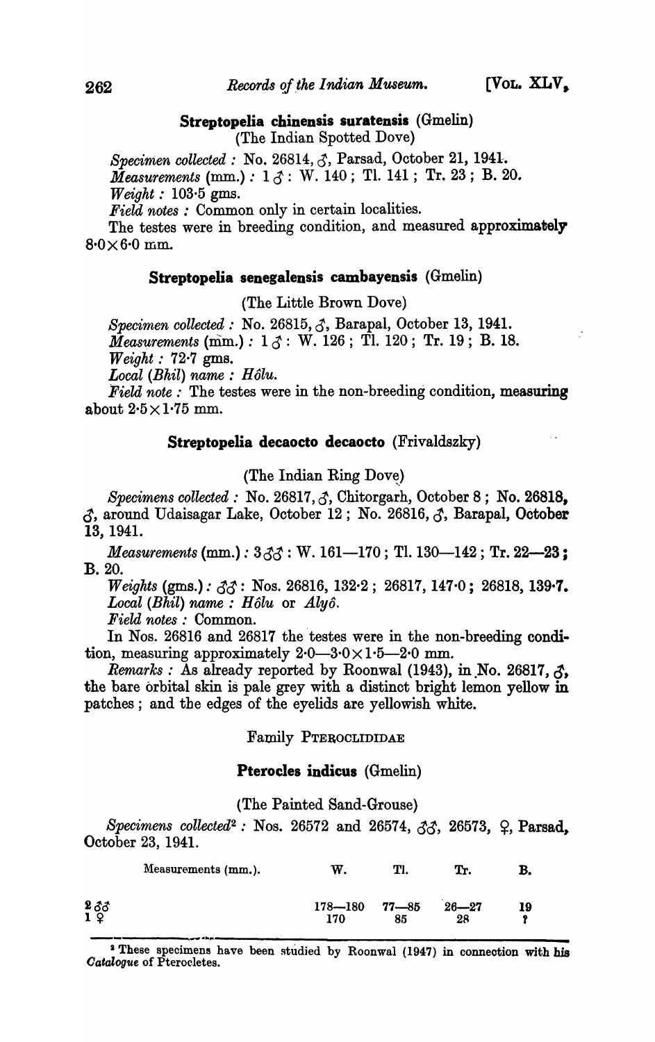### Streptopelia chinensis suratensis (Gmelin)

(The Indian Spotted Dove)

*Specimen collected :* No. 26814, ♂, Parsad, October 21, 1941.
*Measurements* (mm.) : 1 ♂ : W. 140 ; Tl. 141 ; Tr. 23 ; B. 20.
*Weight :* 103·5 gms.
*Field notes :* Common only in certain localities.

The testes were in breeding condition, and measured approximately 8·0 × 6·0 mm.

### Streptopelia senegalensis cambayensis (Gmelin)

(The Little Brown Dove)

*Specimen collected :* No. 26815, ♂, Barapal, October 13, 1941.
*Measurements* (mm.) : 1 ♂ : W. 126 ; Tl. 120 ; Tr. 19 ; B. 18.
*Weight :* 72·7 gms.
*Local (Bhil) name : Hôlu.*
*Field note :* The testes were in the non-breeding condition, measuring about 2·5 × 1·75 mm.

### Streptopelia decaocto decaocto (Frivaldszky)

(The Indian Ring Dove)

*Specimens collected :* No. 26817, ♂, Chitorgarh, October 8 ; No. 26818, ♂, around Udaisagar Lake, October 12 ; No. 26816, ♂, Barapal, October 13, 1941.

*Measurements* (mm.) : 3 ♂♂ : W. 161—170 ; Tl. 130—142 ; Tr. 22—23 ; B. 20.

*Weights* (gms.) : ♂♂ : Nos. 26816, 132·2 ; 26817, 147·0 ; 26818, 139·7.
*Local (Bhil) name : Hôlu* or *Alyô.*
*Field notes :* Common.

In Nos. 26816 and 26817 the testes were in the non-breeding condition, measuring approximately 2·0—3·0 × 1·5—2·0 mm.

*Remarks :* As already reported by Roonwal (1943), in No. 26817, ♂, the bare orbital skin is pale grey with a distinct bright lemon yellow in patches ; and the edges of the eyelids are yellowish white.

## Family PTEROCLIDIDAE

### Pterocles indicus (Gmelin)

(The Painted Sand-Grouse)

*Specimens collected*[2] : Nos. 26572 and 26574, ♂♂, 26573, ♀, Parsad, October 23, 1941.

| Measurements (mm.). | W. | Tl. | Tr. | B. |
|---|---|---|---|---|
| 2 ♂♂ | 178—180 | 77—85 | 26—27 | 19 |
| 1 ♀ | 170 | 85 | 28 | ? |

[2] These specimens have been studied by Roonwal (1947) in connection with his *Catalogue* of Pterocletes.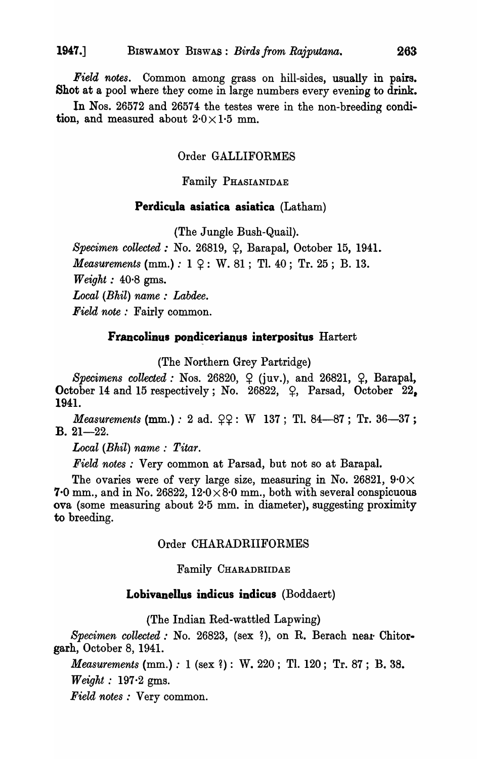*Field notes*. Common among grass on hill-sides, usually in pairs. Shot at a pool where they come in large numbers every evening to drink.

In Nos. 26572 and 26574 the testes were in the non-breeding condition, and measured about $2{\cdot}0 \times 1{\cdot}5$ mm.

## Order GALLIFORMES

### Family PHASIANIDAE

#### **Perdicula asiatica asiatica** (Latham)

(The Jungle Bush-Quail).

*Specimen collected :* No. 26819, ♀, Barapal, October 15, 1941.

*Measurements* (mm.) *:* 1 ♀ : W. 81 ; Tl. 40 ; Tr. 25 ; B. 13.

*Weight :* 40·8 gms.

*Local (Bhil) name : Labdee.*

*Field note :* Fairly common.

#### **Francolinus pondicerianus interpositus** Hartert

(The Northern Grey Partridge)

*Specimens collected :* Nos. 26820, ♀ (juv.), and 26821, ♀, Barapal, October 14 and 15 respectively ; No. 26822, ♀, Parsad, October 22, 1941.

*Measurements* (mm.) *:* 2 ad. ♀♀ : W 137 ; Tl. 84—87 ; Tr. 36—37 ; B. 21—22.

*Local (Bhil) name : Titar.*

*Field notes :* Very common at Parsad, but not so at Barapal.

The ovaries were of very large size, measuring in No. 26821, $9{\cdot}0 \times 7{\cdot}0$ mm., and in No. 26822, $12{\cdot}0 \times 8{\cdot}0$ mm., both with several conspicuous ova (some measuring about 2·5 mm. in diameter), suggesting proximity to breeding.

## Order CHARADRIIFORMES

### Family CHARADRIIDAE

#### **Lobivanellus indicus indicus** (Boddaert)

(The Indian Red-wattled Lapwing)

*Specimen collected :* No. 26823, (sex ?), on R. Berach near Chitorgarh, October 8, 1941.

*Measurements* (mm.) *:* 1 (sex ?) : W. 220 ; Tl. 120 ; Tr. 87 ; B. 38.

*Weight :* 197·2 gms.

*Field notes :* Very common.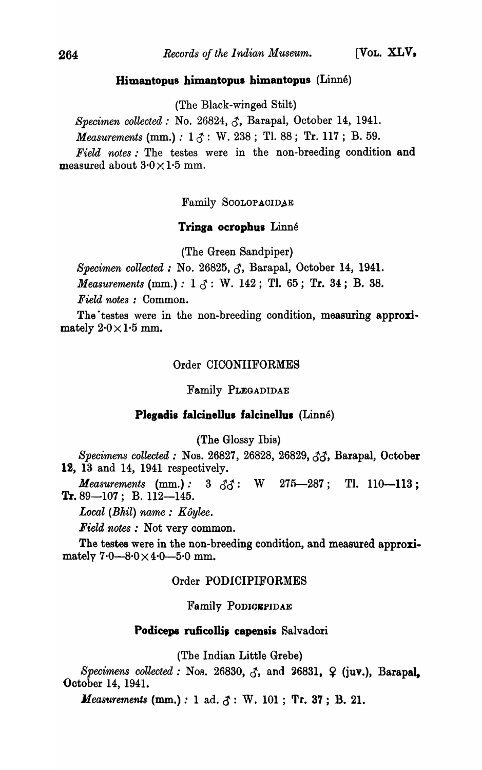### **Himantopus himantopus himantopus** (Linné)

(The Black-winged Stilt)

*Specimen collected :* No. 26824, ♂, Barapal, October 14, 1941.

*Measurements* (mm.) *:* 1 ♂ : W. 238 ; Tl. 88 ; Tr. 117 ; B. 59.

*Field notes :* The testes were in the non-breeding condition and measured about 3·0 × 1·5 mm.

Family SCOLOPACIDAE

### **Tringa ocrophus** Linné

(The Green Sandpiper)

*Specimen collected :* No. 26825, ♂, Barapal, October 14, 1941.

*Measurements* (mm.) *:* 1 ♂ : W. 142 ; Tl. 65 ; Tr. 34 ; B. 38.

*Field notes :* Common.

The testes were in the non-breeding condition, measuring approximately 2·0 × 1·5 mm.

Order CICONIIFORMES

Family PLEGADIDAE

### **Plegadis falcinellus falcinellus** (Linné)

(The Glossy Ibis)

*Specimens collected :* Nos. 26827, 26828, 26829, ♂♂, Barapal, October **12**, 13 and 14, 1941 respectively.

*Measurements* (mm.) *:* 3 ♂♂ : W 275—287 ; Tl. 110—113 ; **Tr.** 89—107 ; B. 112—145.

*Local (Bhil) name : Kôylee.*

*Field notes :* Not very common.

The testes were in the non-breeding condition, and measured approximately 7·0—8·0 × 4·0—5·0 mm.

Order PODICIPIFORMES

Family PODICEPIDAE

### **Podiceps ruficollis capensis** Salvadori

(The Indian Little Grebe)

*Specimens collected :* Nos. 26830, ♂, and 26831, ♀ (juv.), Barapal, October 14, 1941.

***Measurements*** (mm.) *:* 1 ad. ♂ : W. 101 ; Tr. 37 ; B. 21.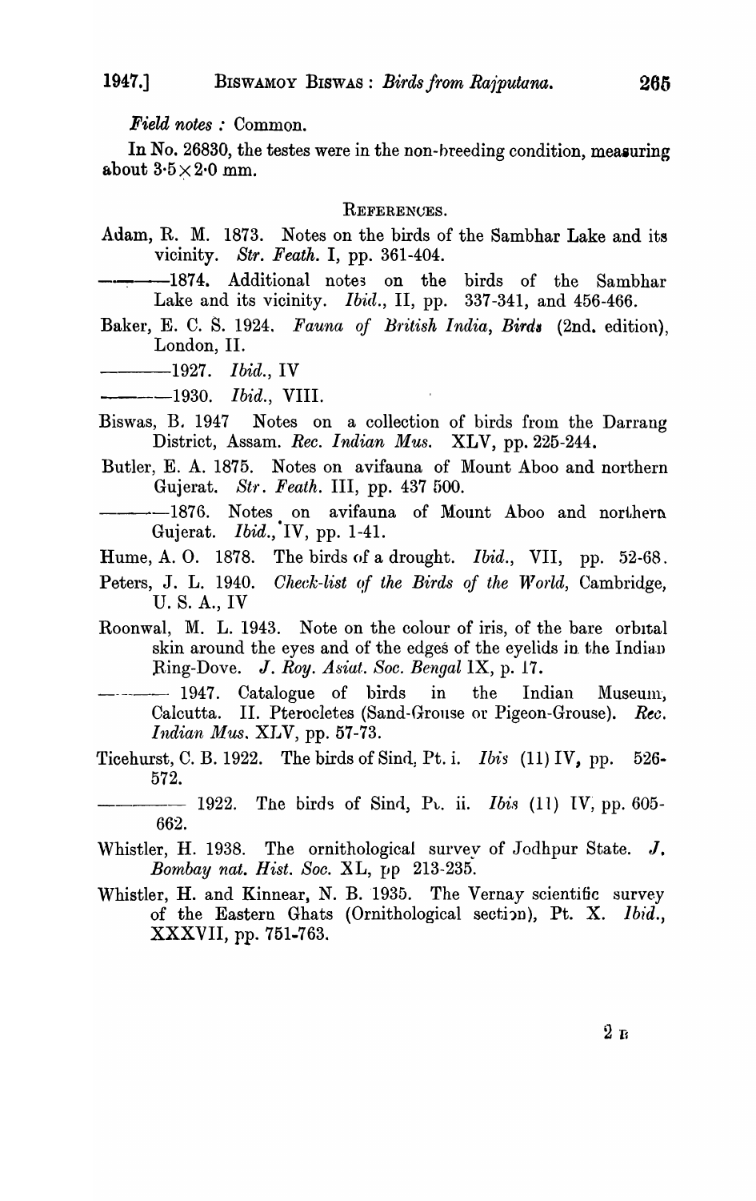*Field notes :* Common.

In No. 26830, the testes were in the non-breeding condition, measuring about $3 \cdot 5 \times 2 \cdot 0$ mm.

## REFERENCES.

Adam, R. M. 1873. Notes on the birds of the Sambhar Lake and its vicinity. *Str. Feath.* I, pp. 361-404.

———1874. Additional notes on the birds of the Sambhar Lake and its vicinity. *Ibid.*, II, pp. 337-341, and 456-466.

Baker, E. C. S. 1924. *Fauna of British India, Birds* (2nd. edition), London, II.

———1927. *Ibid.*, IV

———1930. *Ibid.*, VIII.

Biswas, B. 1947 Notes on a collection of birds from the Darrang District, Assam. *Rec. Indian Mus.* XLV, pp. 225-244.

Butler, E. A. 1875. Notes on avifauna of Mount Aboo and northern Gujerat. *Str. Feath.* III, pp. 437 500.

———1876. Notes on avifauna of Mount Aboo and northern Gujerat. *Ibid.*, IV, pp. 1-41.

Hume, A. O. 1878. The birds of a drought. *Ibid.*, VII, pp. 52-68.

Peters, J. L. 1940. *Check-list of the Birds of the World*, Cambridge, U. S. A., IV

Roonwal, M. L. 1943. Note on the colour of iris, of the bare orbital skin around the eyes and of the edges of the eyelids in the Indian Ring-Dove. *J. Roy. Asiat. Soc. Bengal* IX, p. 17.

——— 1947. Catalogue of birds in the Indian Museum, Calcutta. II. Pterocletes (Sand-Grouse or Pigeon-Grouse). *Rec. Indian Mus.* XLV, pp. 57-73.

Ticehurst, C. B. 1922. The birds of Sind, Pt. i. *Ibis* (11) IV, pp. 526-572.

——— 1922. The birds of Sind, Pt. ii. *Ibis* (11) IV, pp. 605-662.

Whistler, H. 1938. The ornithological survey of Jodhpur State. *J. Bombay nat. Hist. Soc.* XL, pp 213-235.

Whistler, H. and Kinnear, N. B. 1935. The Vernay scientific survey of the Eastern Ghats (Ornithological section), Pt. X. *Ibid.*, XXXVII, pp. 751-763.